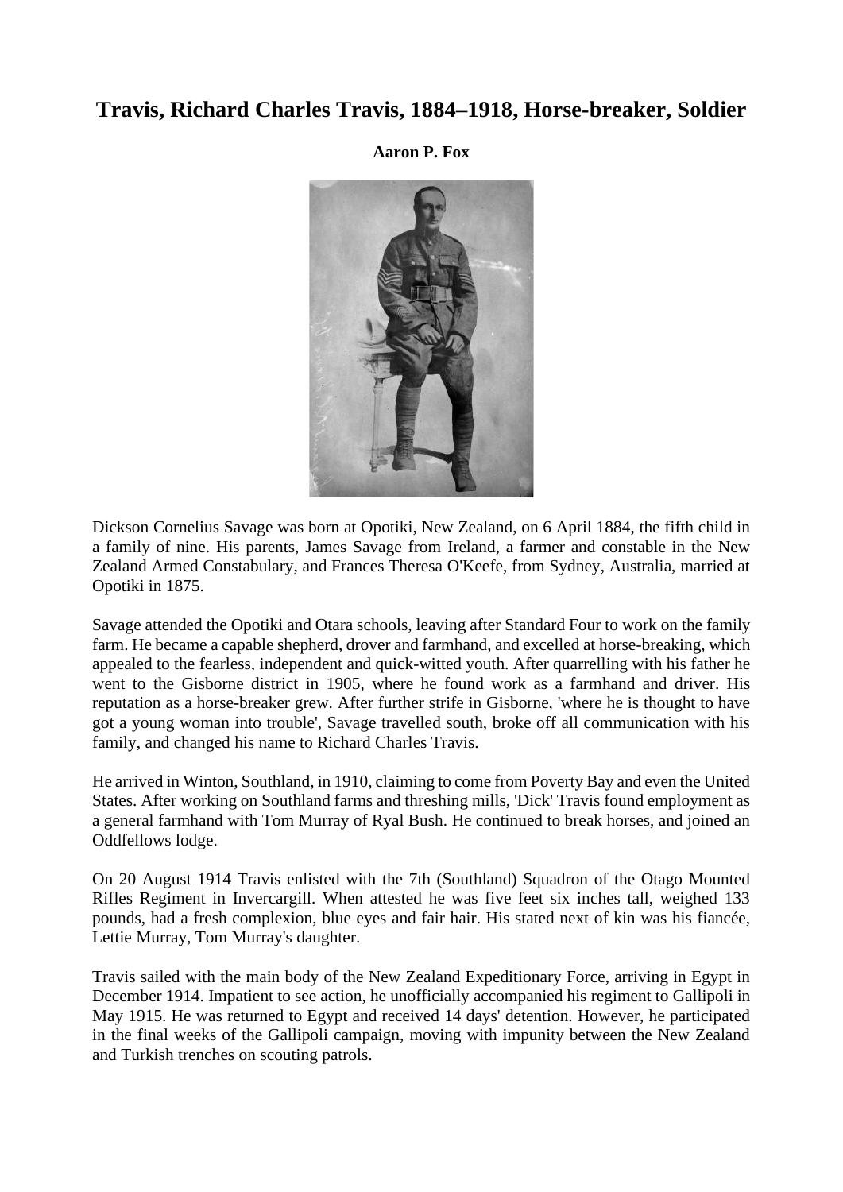# Travis, Richard Charles Travis, 1884–1918, Horse-breaker, Soldier

**Aaron P. Fox**

Dickson Cornelius Savage was born at Opotiki, New Zealand, on 6 April 1884, the fifth child in a family of nine. His parents, James Savage from Ireland, a farmer and constable in the New Zealand Armed Constabulary, and Frances Theresa O'Keefe, from Sydney, Australia, married at Opotiki in 1875.

Savage attended the Opotiki and Otara schools, leaving after Standard Four to work on the family farm. He became a capable shepherd, drover and farmhand, and excelled at horse-breaking, which appealed to the fearless, independent and quick-witted youth. After quarrelling with his father he went to the Gisborne district in 1905, where he found work as a farmhand and driver. His reputation as a horse-breaker grew. After further strife in Gisborne, 'where he is thought to have got a young woman into trouble', Savage travelled south, broke off all communication with his family, and changed his name to Richard Charles Travis.

He arrived in Winton, Southland, in 1910, claiming to come from Poverty Bay and even the United States. After working on Southland farms and threshing mills, 'Dick' Travis found employment as a general farmhand with Tom Murray of Ryal Bush. He continued to break horses, and joined an Oddfellows lodge.

On 20 August 1914 Travis enlisted with the 7th (Southland) Squadron of the Otago Mounted Rifles Regiment in Invercargill. When attested he was five feet six inches tall, weighed 133 pounds, had a fresh complexion, blue eyes and fair hair. His stated next of kin was his fiancée, Lettie Murray, Tom Murray's daughter.

Travis sailed with the main body of the New Zealand Expeditionary Force, arriving in Egypt in December 1914. Impatient to see action, he unofficially accompanied his regiment to Gallipoli in May 1915. He was returned to Egypt and received 14 days' detention. However, he participated in the final weeks of the Gallipoli campaign, moving with impunity between the New Zealand and Turkish trenches on scouting patrols.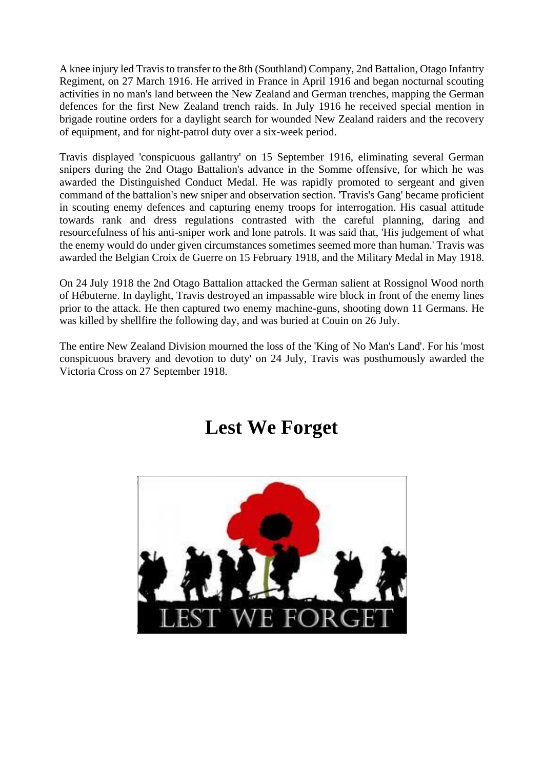A knee injury led Travis to transfer to the 8th (Southland) Company, 2nd Battalion, Otago Infantry Regiment, on 27 March 1916. He arrived in France in April 1916 and began nocturnal scouting activities in no man's land between the New Zealand and German trenches, mapping the German defences for the first New Zealand trench raids. In July 1916 he received special mention in brigade routine orders for a daylight search for wounded New Zealand raiders and the recovery of equipment, and for night-patrol duty over a six-week period.

Travis displayed 'conspicuous gallantry' on 15 September 1916, eliminating several German snipers during the 2nd Otago Battalion's advance in the Somme offensive, for which he was awarded the Distinguished Conduct Medal. He was rapidly promoted to sergeant and given command of the battalion's new sniper and observation section. 'Travis's Gang' became proficient in scouting enemy defences and capturing enemy troops for interrogation. His casual attitude towards rank and dress regulations contrasted with the careful planning, daring and resourcefulness of his anti-sniper work and lone patrols. It was said that, 'His judgement of what the enemy would do under given circumstances sometimes seemed more than human.' Travis was awarded the Belgian Croix de Guerre on 15 February 1918, and the Military Medal in May 1918.

On 24 July 1918 the 2nd Otago Battalion attacked the German salient at Rossignol Wood north of Hébuterne. In daylight, Travis destroyed an impassable wire block in front of the enemy lines prior to the attack. He then captured two enemy machine-guns, shooting down 11 Germans. He was killed by shellfire the following day, and was buried at Couin on 26 July.

The entire New Zealand Division mourned the loss of the 'King of No Man's Land'. For his 'most conspicuous bravery and devotion to duty' on 24 July, Travis was posthumously awarded the Victoria Cross on 27 September 1918.

# Lest We Forget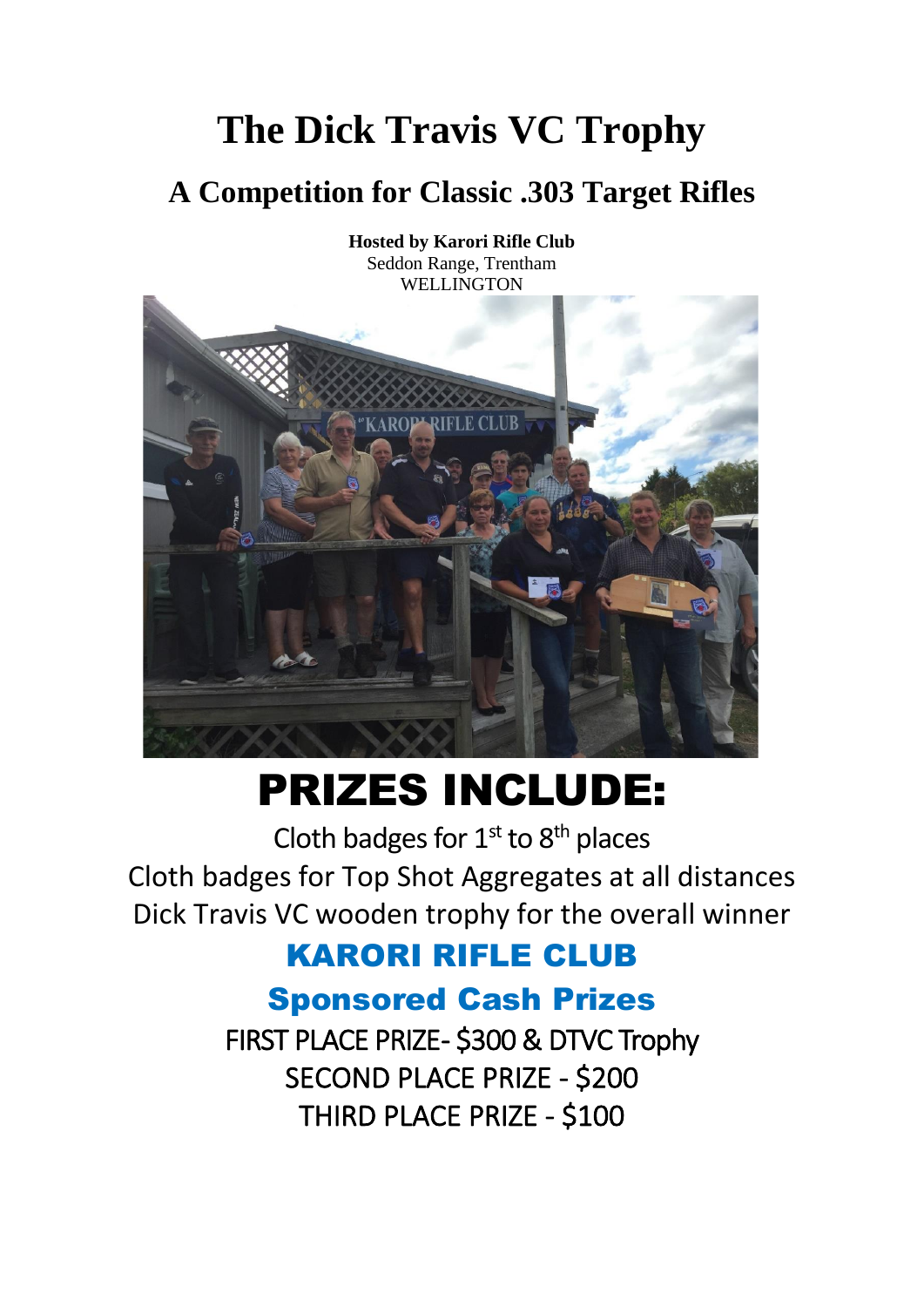# The Dick Travis VC Trophy

## A Competition for Classic .303 Target Rifles

**Hosted by Karori Rifle Club**
Seddon Range, Trentham
WELLINGTON

# PRIZES INCLUDE:

Cloth badges for 1st to 8th places
Cloth badges for Top Shot Aggregates at all distances
Dick Travis VC wooden trophy for the overall winner

## KARORI RIFLE CLUB

## Sponsored Cash Prizes

FIRST PLACE PRIZE- $300 & DTVC Trophy
SECOND PLACE PRIZE - $200
THIRD PLACE PRIZE - $100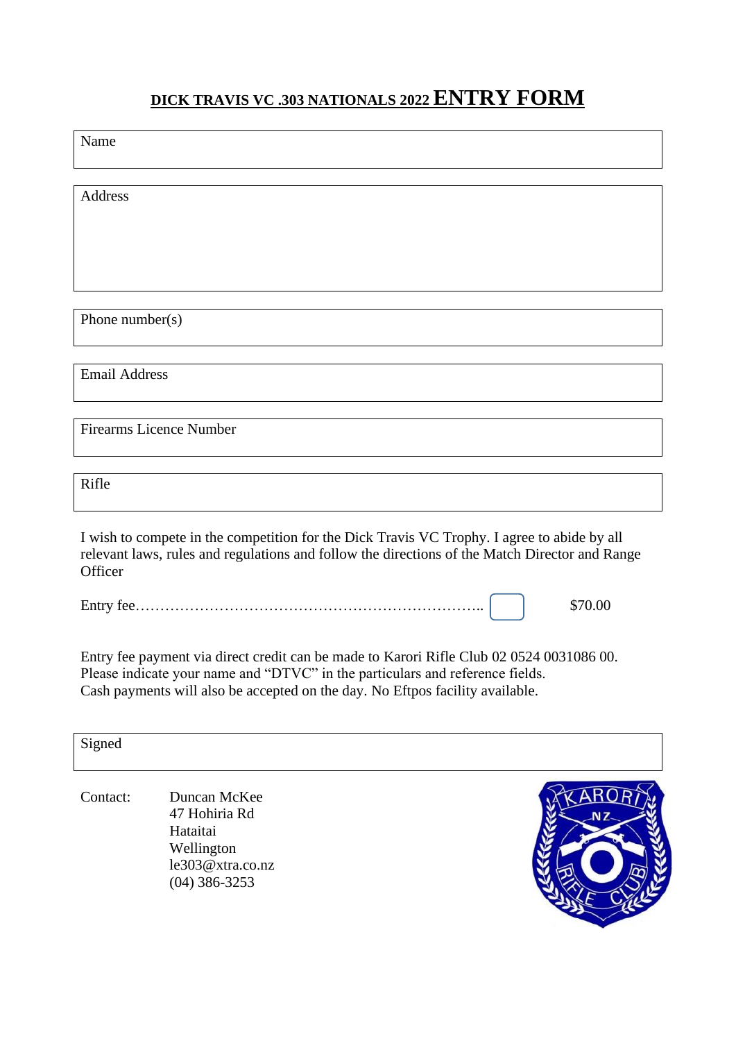# DICK TRAVIS VC .303 NATIONALS 2022 ENTRY FORM

| Name |
|---|
| |

| Address |
|---|
| |

| Phone number(s) |
|---|
| |

| Email Address |
|---|
| |

| Firearms Licence Number |
|---|
| |

| Rifle |
|---|
| |

I wish to compete in the competition for the Dick Travis VC Trophy. I agree to abide by all relevant laws, rules and regulations and follow the directions of the Match Director and Range Officer

Entry fee………………………………………………………………….. ☐ $70.00

Entry fee payment via direct credit can be made to Karori Rifle Club 02 0524 0031086 00.
Please indicate your name and "DTVC" in the particulars and reference fields.
Cash payments will also be accepted on the day. No Eftpos facility available.

| Signed |
|---|
| |

Contact:

Duncan McKee
47 Hohiria Rd
Hataitai
Wellington
le303@xtra.co.nz
(04) 386-3253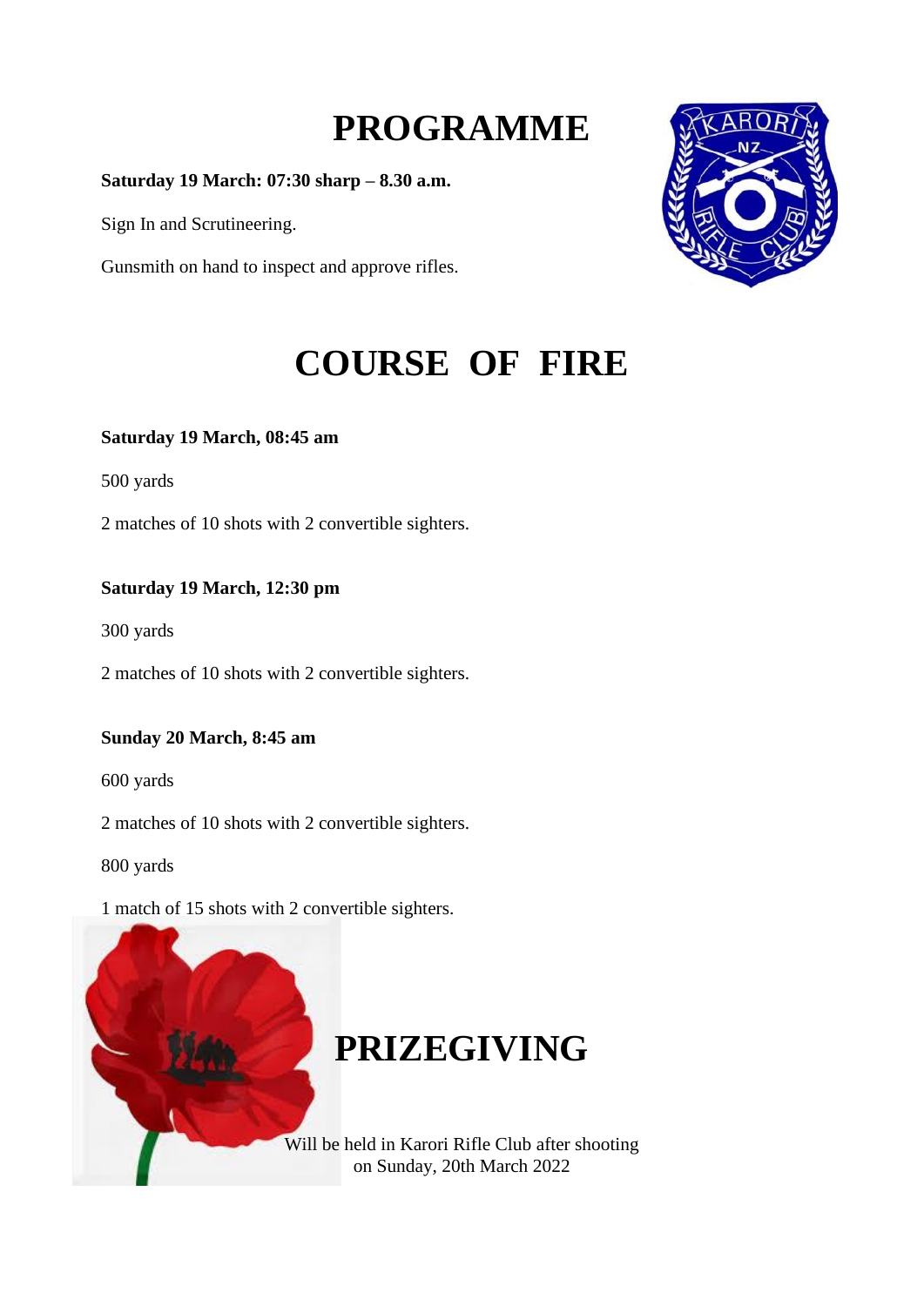# PROGRAMME

**Saturday 19 March: 07:30 sharp – 8.30 a.m.**

Sign In and Scrutineering.

Gunsmith on hand to inspect and approve rifles.

# COURSE OF FIRE

**Saturday 19 March, 08:45 am**

500 yards

2 matches of 10 shots with 2 convertible sighters.

**Saturday 19 March, 12:30 pm**

300 yards

2 matches of 10 shots with 2 convertible sighters.

**Sunday 20 March, 8:45 am**

600 yards

2 matches of 10 shots with 2 convertible sighters.

800 yards

1 match of 15 shots with 2 convertible sighters.

# PRIZEGIVING

Will be held in Karori Rifle Club after shooting on Sunday, 20th March 2022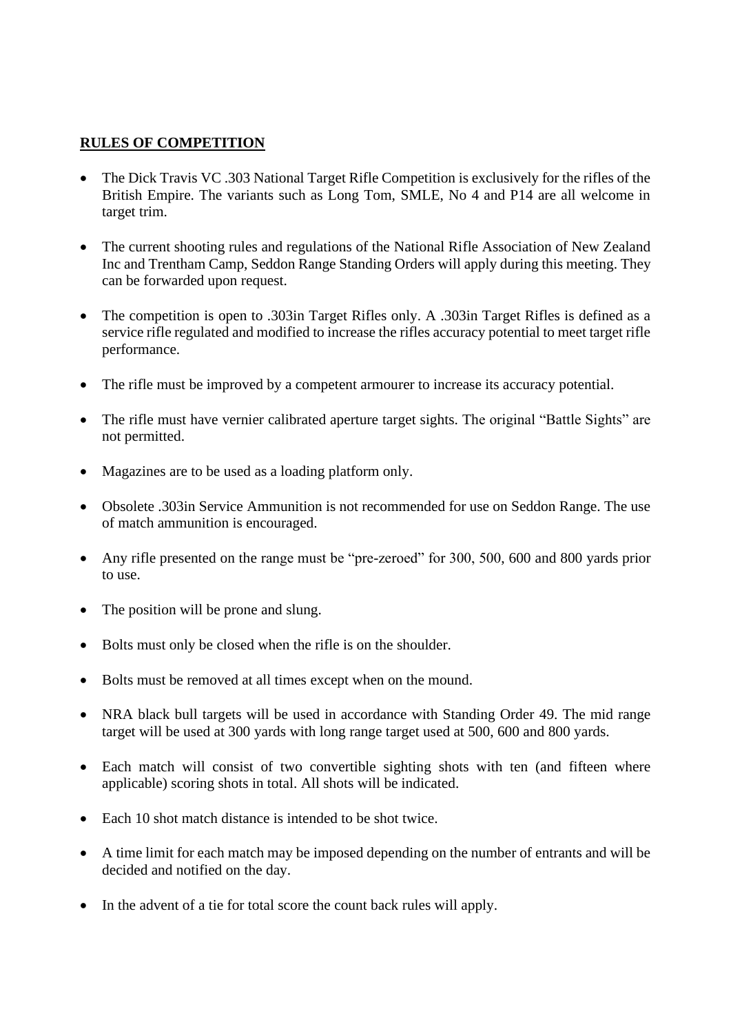**RULES OF COMPETITION**

- The Dick Travis VC .303 National Target Rifle Competition is exclusively for the rifles of the British Empire. The variants such as Long Tom, SMLE, No 4 and P14 are all welcome in target trim.
- The current shooting rules and regulations of the National Rifle Association of New Zealand Inc and Trentham Camp, Seddon Range Standing Orders will apply during this meeting. They can be forwarded upon request.
- The competition is open to .303in Target Rifles only. A .303in Target Rifles is defined as a service rifle regulated and modified to increase the rifles accuracy potential to meet target rifle performance.
- The rifle must be improved by a competent armourer to increase its accuracy potential.
- The rifle must have vernier calibrated aperture target sights. The original "Battle Sights" are not permitted.
- Magazines are to be used as a loading platform only.
- Obsolete .303in Service Ammunition is not recommended for use on Seddon Range. The use of match ammunition is encouraged.
- Any rifle presented on the range must be "pre-zeroed" for 300, 500, 600 and 800 yards prior to use.
- The position will be prone and slung.
- Bolts must only be closed when the rifle is on the shoulder.
- Bolts must be removed at all times except when on the mound.
- NRA black bull targets will be used in accordance with Standing Order 49. The mid range target will be used at 300 yards with long range target used at 500, 600 and 800 yards.
- Each match will consist of two convertible sighting shots with ten (and fifteen where applicable) scoring shots in total. All shots will be indicated.
- Each 10 shot match distance is intended to be shot twice.
- A time limit for each match may be imposed depending on the number of entrants and will be decided and notified on the day.
- In the advent of a tie for total score the count back rules will apply.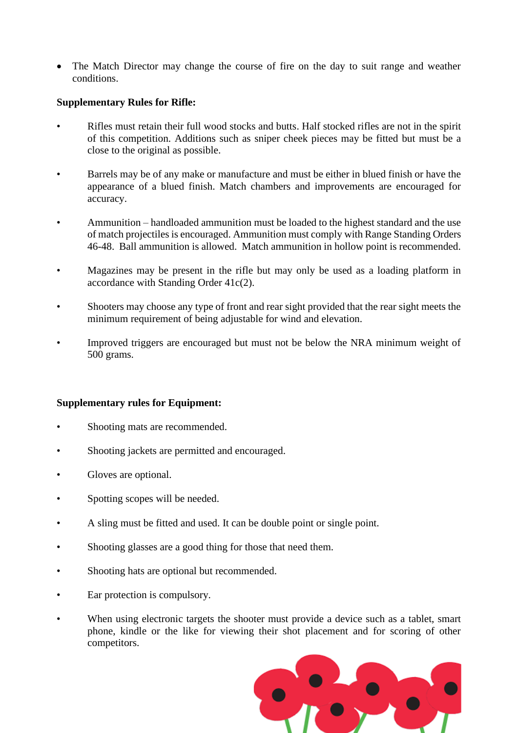- The Match Director may change the course of fire on the day to suit range and weather conditions.

**Supplementary Rules for Rifle:**

- Rifles must retain their full wood stocks and butts. Half stocked rifles are not in the spirit of this competition. Additions such as sniper cheek pieces may be fitted but must be a close to the original as possible.

- Barrels may be of any make or manufacture and must be either in blued finish or have the appearance of a blued finish. Match chambers and improvements are encouraged for accuracy.

- Ammunition – handloaded ammunition must be loaded to the highest standard and the use of match projectiles is encouraged. Ammunition must comply with Range Standing Orders 46-48. Ball ammunition is allowed. Match ammunition in hollow point is recommended.

- Magazines may be present in the rifle but may only be used as a loading platform in accordance with Standing Order 41c(2).

- Shooters may choose any type of front and rear sight provided that the rear sight meets the minimum requirement of being adjustable for wind and elevation.

- Improved triggers are encouraged but must not be below the NRA minimum weight of 500 grams.

**Supplementary rules for Equipment:**

- Shooting mats are recommended.

- Shooting jackets are permitted and encouraged.

- Gloves are optional.

- Spotting scopes will be needed.

- A sling must be fitted and used. It can be double point or single point.

- Shooting glasses are a good thing for those that need them.

- Shooting hats are optional but recommended.

- Ear protection is compulsory.

- When using electronic targets the shooter must provide a device such as a tablet, smart phone, kindle or the like for viewing their shot placement and for scoring of other competitors.